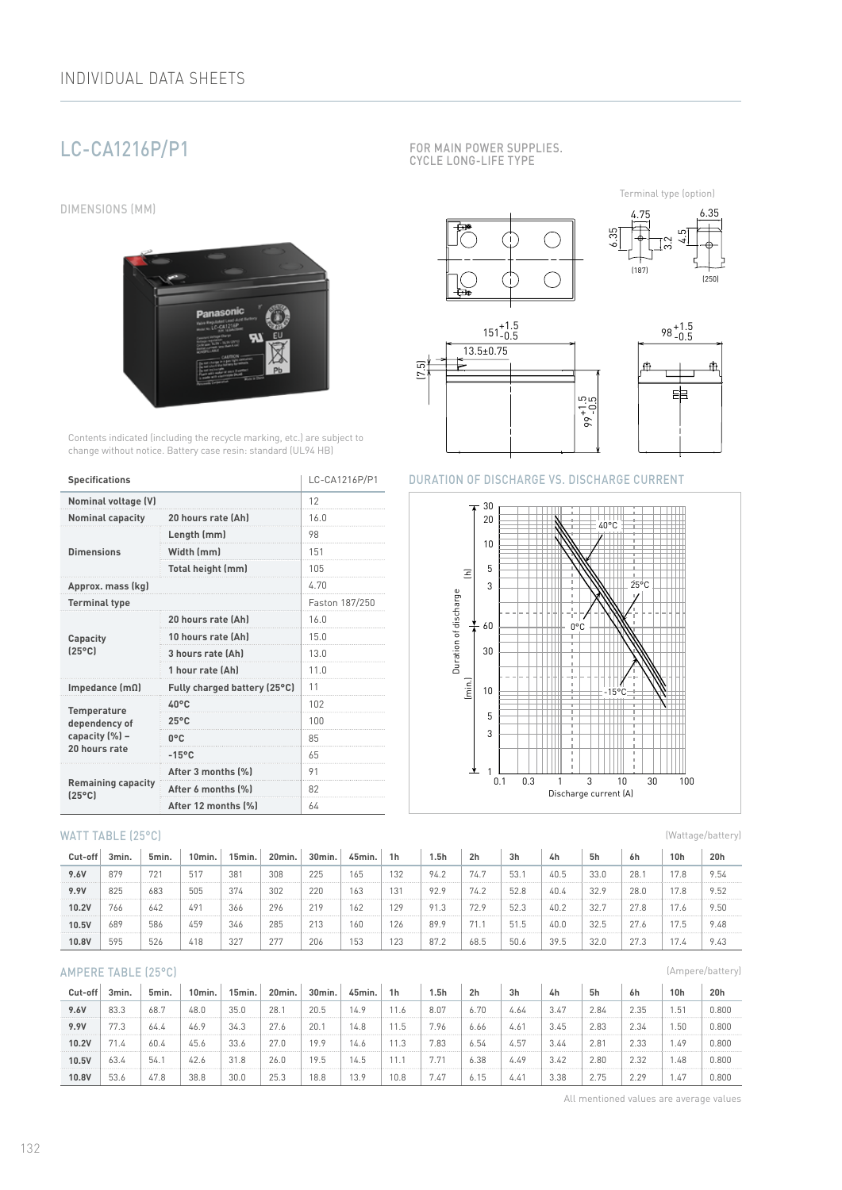INDIVIDUAL DATA SHEETS

# LC-CA1216P/P1

FOR MAIN POWER SUPPLIES.
CYCLE LONG-LIFE TYPE

## DIMENSIONS (MM)

Contents indicated (including the recycle marking, etc.) are subject to change without notice. Battery case resin: standard (UL94 HB)

| Specifications | | LC-CA1216P/P1 |
|---|---|---|
| **Nominal voltage (V)** | | 12 |
| **Nominal capacity** | **20 hours rate (Ah)** | 16.0 |
| **Dimensions** | **Length (mm)** | 98 |
| | **Width (mm)** | 151 |
| | **Total height (mm)** | 105 |
| **Approx. mass (kg)** | | 4.70 |
| **Terminal type** | | Faston 187/250 |
| **Capacity (25°C)** | **20 hours rate (Ah)** | 16.0 |
| | **10 hours rate (Ah)** | 15.0 |
| | **3 hours rate (Ah)** | 13.0 |
| | **1 hour rate (Ah)** | 11.0 |
| **Impedance (mΩ)** | **Fully charged battery (25°C)** | 11 |
| **Temperature dependency of capacity (%) – 20 hours rate** | **40°C** | 102 |
| | **25°C** | 100 |
| | **0°C** | 85 |
| | **-15°C** | 65 |
| **Remaining capacity (25°C)** | **After 3 months (%)** | 91 |
| | **After 6 months (%)** | 82 |
| | **After 12 months (%)** | 64 |

## DURATION OF DISCHARGE VS. DISCHARGE CURRENT

## WATT TABLE (25°C)

(Wattage/battery)

| Cut-off | 3min. | 5min. | 10min. | 15min. | 20min. | 30min. | 45min. | 1h | 1.5h | 2h | 3h | 4h | 5h | 6h | 10h | 20h |
|---|---|---|---|---|---|---|---|---|---|---|---|---|---|---|---|---|
| **9.6V** | 879 | 721 | 517 | 381 | 308 | 225 | 165 | 132 | 94.2 | 74.7 | 53.1 | 40.5 | 33.0 | 28.1 | 17.8 | 9.54 |
| **9.9V** | 825 | 683 | 505 | 374 | 302 | 220 | 163 | 131 | 92.9 | 74.2 | 52.8 | 40.4 | 32.9 | 28.0 | 17.8 | 9.52 |
| **10.2V** | 766 | 642 | 491 | 366 | 296 | 219 | 162 | 129 | 91.3 | 72.9 | 52.3 | 40.2 | 32.7 | 27.8 | 17.6 | 9.50 |
| **10.5V** | 689 | 586 | 459 | 346 | 285 | 213 | 160 | 126 | 89.9 | 71.1 | 51.5 | 40.0 | 32.5 | 27.6 | 17.5 | 9.48 |
| **10.8V** | 595 | 526 | 418 | 327 | 277 | 206 | 153 | 123 | 87.2 | 68.5 | 50.6 | 39.5 | 32.0 | 27.3 | 17.4 | 9.43 |

## AMPERE TABLE (25°C)

(Ampere/battery)

| Cut-off | 3min. | 5min. | 10min. | 15min. | 20min. | 30min. | 45min. | 1h | 1.5h | 2h | 3h | 4h | 5h | 6h | 10h | 20h |
|---|---|---|---|---|---|---|---|---|---|---|---|---|---|---|---|---|
| **9.6V** | 83.3 | 68.7 | 48.0 | 35.0 | 28.1 | 20.5 | 14.9 | 11.6 | 8.07 | 6.70 | 4.64 | 3.47 | 2.84 | 2.35 | 1.51 | 0.800 |
| **9.9V** | 77.3 | 64.4 | 46.9 | 34.3 | 27.6 | 20.1 | 14.8 | 11.5 | 7.96 | 6.66 | 4.61 | 3.45 | 2.83 | 2.34 | 1.50 | 0.800 |
| **10.2V** | 71.4 | 60.4 | 45.6 | 33.6 | 27.0 | 19.9 | 14.6 | 11.3 | 7.83 | 6.54 | 4.57 | 3.44 | 2.81 | 2.33 | 1.49 | 0.800 |
| **10.5V** | 63.4 | 54.1 | 42.6 | 31.8 | 26.0 | 19.5 | 14.5 | 11.1 | 7.71 | 6.38 | 4.49 | 3.42 | 2.80 | 2.32 | 1.48 | 0.800 |
| **10.8V** | 53.6 | 47.8 | 38.8 | 30.0 | 25.3 | 18.8 | 13.9 | 10.8 | 7.47 | 6.15 | 4.41 | 3.38 | 2.75 | 2.29 | 1.47 | 0.800 |

All mentioned values are average values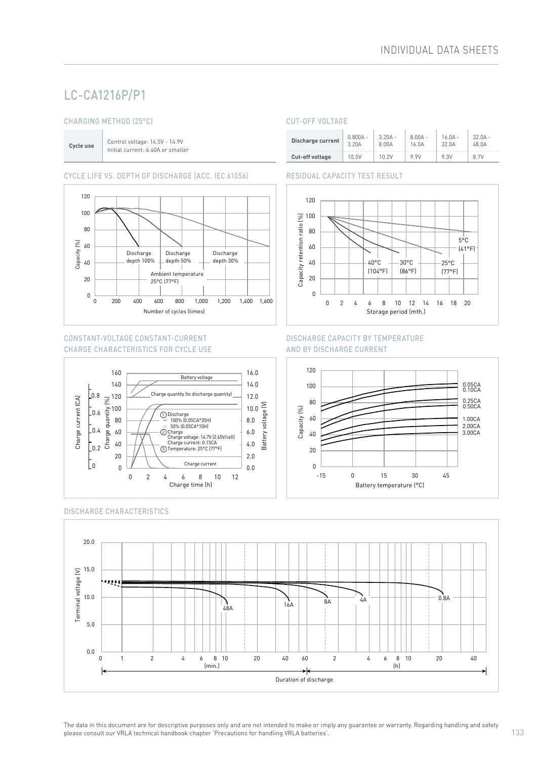# LC-CA1216P/P1

## CHARGING METHOD (25°C)

| | |
|---|---|
| **Cycle use** | Control voltage: 14.5V - 14.9V<br>Initial current: 6.40A or smaller |

## CUT-OFF VOLTAGE

| **Discharge current** | 0.800A - 3.20A | 3.20A - 8.00A | 8.00A - 16.0A | 16.0A - 32.0A | 32.0A - 48.0A |
|---|---|---|---|---|---|
| **Cut-off voltage** | 10.5V | 10.2V | 9.9V | 9.3V | 8.7V |

## CYCLE LIFE VS. DEPTH OF DISCHARGE (ACC. IEC 61056)

Capacity (%)
120
100
80
60
40
20
0
Discharge depth 100%
Discharge depth 50%
Discharge depth 30%
Ambient temperature 25°C (77°F)
0 200 400 600 800 1,000 1,200 1,400 1,600
Number of cycles (times)

## RESIDUAL CAPACITY TEST RESULT

Capacity retention ratio (%)
120
100
80
60
40
20
0
5°C (41°F)
40°C (104°F)
30°C (86°F)
25°C (77°F)
0 2 4 6 8 10 12 14 16 18 20
Storage period (mth.)

## CONSTANT-VOLTAGE CONSTANT-CURRENT CHARGE CHARACTERISTICS FOR CYCLE USE

Charge current (CA)
0.8
0.6
0.4
0.2
0
Charge quantity (%)
160
140
120
100
80
60
40
20
0
Battery voltage (V)
16.0
14.0
12.0
10.0
8.0
6.0
4.0
2.0
0.0
Battery voltage
Charge quantity (to discharge quantity)
① Discharge
— 100% (0.05CA*20H)
--- 50% (0.05CA*10H)
② Charge
Charge voltage: 14.7V (2.45V/cell)
Charge current: 0.15CA
③ Temperature: 25°C (77°F)
Charge current
0 2 4 6 8 10 12
Charge time (h)

## DISCHARGE CAPACITY BY TEMPERATURE AND BY DISCHARGE CURRENT

Capacity (%)
120
100
80
60
40
20
0
0.05CA
0.10CA
0.25CA
0.50CA
1.00CA
2.00CA
3.00CA
-15 0 15 30 45
Battery temperature (°C)

## DISCHARGE CHARACTERISTICS

Terminal voltage (V)
20.0
15.0
10.0
5.0
0.0
48A
16A
8A
4A
0.8A
0 1 2 4 6 8 10 20 40 60 2 4 6 8 10 20 40
(min.)
(h)
Duration of discharge

The data in this document are for descriptive purposes only and are not intended to make or imply any guarantee or warranty. Regarding handling and safety please consult our VRLA technical handbook chapter 'Precautions for handling VRLA batteries'.